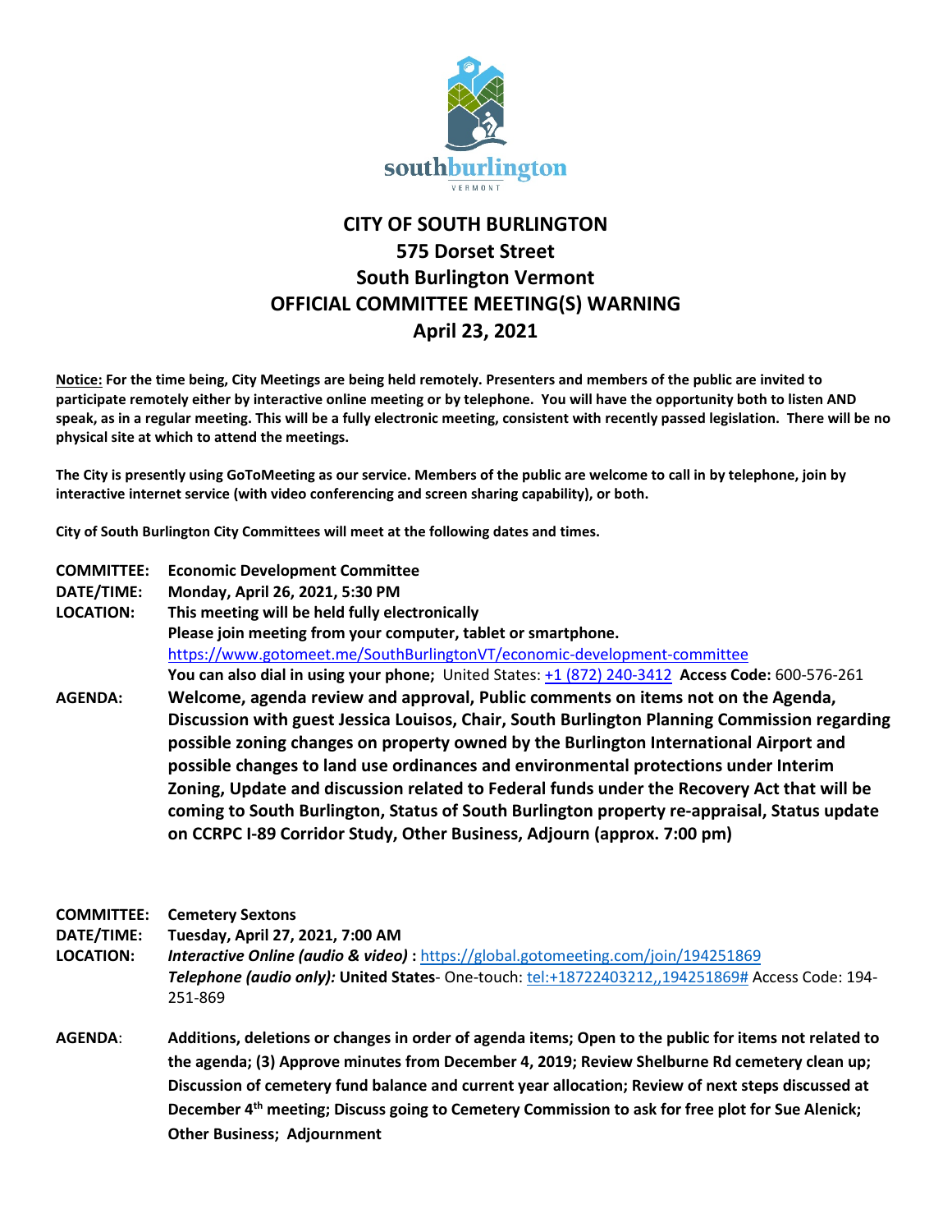southburlington
VERMONT

# CITY OF SOUTH BURLINGTON
## 575 Dorset Street
## South Burlington Vermont
## OFFICIAL COMMITTEE MEETING(S) WARNING
## April 23, 2021

**Notice: For the time being, City Meetings are being held remotely. Presenters and members of the public are invited to participate remotely either by interactive online meeting or by telephone. You will have the opportunity both to listen AND speak, as in a regular meeting. This will be a fully electronic meeting, consistent with recently passed legislation. There will be no physical site at which to attend the meetings.**

**The City is presently using GoToMeeting as our service. Members of the public are welcome to call in by telephone, join by interactive internet service (with video conferencing and screen sharing capability), or both.**

**City of South Burlington City Committees will meet at the following dates and times.**

**COMMITTEE:** **Economic Development Committee**
**DATE/TIME:** **Monday, April 26, 2021, 5:30 PM**
**LOCATION:** **This meeting will be held fully electronically**
**Please join meeting from your computer, tablet or smartphone.**
https://www.gotomeet.me/SouthBurlingtonVT/economic-development-committee
**You can also dial in using your phone;** United States: +1 (872) 240-3412 **Access Code:** 600-576-261

**AGENDA:** **Welcome, agenda review and approval, Public comments on items not on the Agenda, Discussion with guest Jessica Louisos, Chair, South Burlington Planning Commission regarding possible zoning changes on property owned by the Burlington International Airport and possible changes to land use ordinances and environmental protections under Interim Zoning, Update and discussion related to Federal funds under the Recovery Act that will be coming to South Burlington, Status of South Burlington property re-appraisal, Status update on CCRPC I-89 Corridor Study, Other Business, Adjourn (approx. 7:00 pm)**

**COMMITTEE:** **Cemetery Sextons**
**DATE/TIME:** **Tuesday, April 27, 2021, 7:00 AM**
**LOCATION:** ***Interactive Online (audio & video)* :** https://global.gotomeeting.com/join/194251869
***Telephone (audio only):* United States**- One-touch: tel:+18722403212,,194251869# Access Code: 194-251-869

**AGENDA**: **Additions, deletions or changes in order of agenda items; Open to the public for items not related to the agenda; (3) Approve minutes from December 4, 2019; Review Shelburne Rd cemetery clean up; Discussion of cemetery fund balance and current year allocation; Review of next steps discussed at December 4th meeting; Discuss going to Cemetery Commission to ask for free plot for Sue Alenick; Other Business; Adjournment**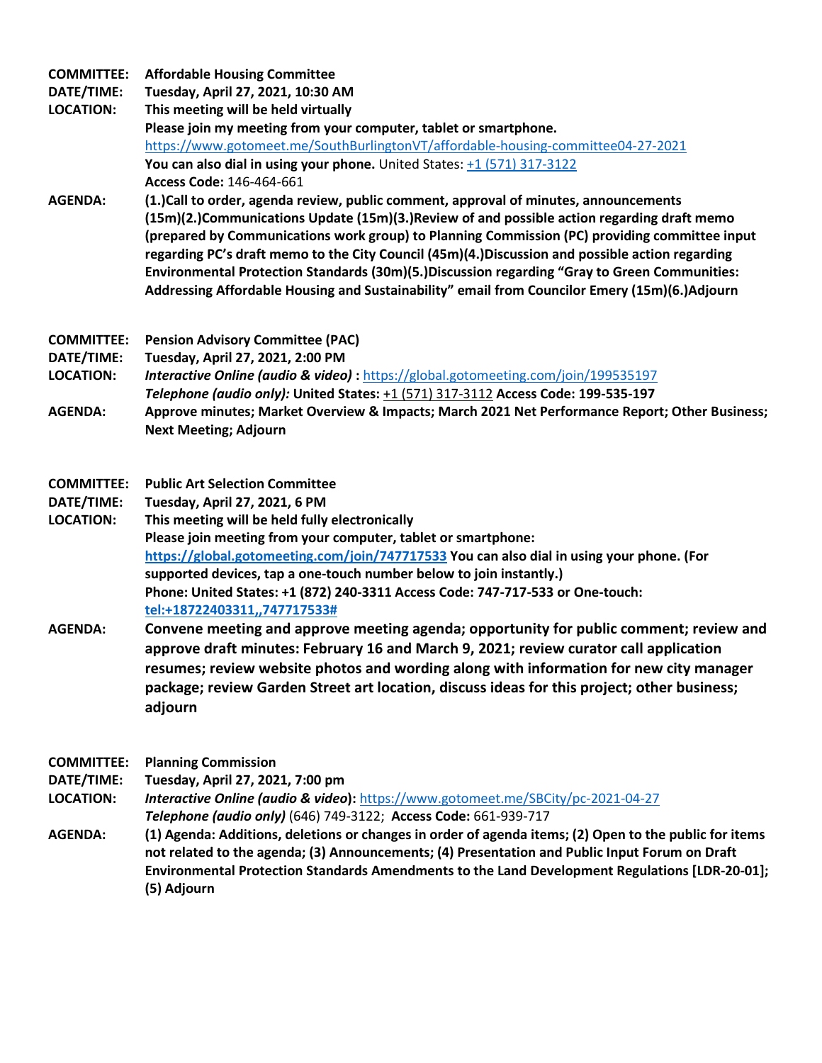**COMMITTEE:** **Affordable Housing Committee**
**DATE/TIME:** **Tuesday, April 27, 2021, 10:30 AM**
**LOCATION:** **This meeting will be held virtually**
**Please join my meeting from your computer, tablet or smartphone.**
https://www.gotomeet.me/SouthBurlingtonVT/affordable-housing-committee04-27-2021
**You can also dial in using your phone.** United States: +1 (571) 317-3122
**Access Code:** 146-464-661

**AGENDA:** **(1.)Call to order, agenda review, public comment, approval of minutes, announcements (15m)(2.)Communications Update (15m)(3.)Review of and possible action regarding draft memo (prepared by Communications work group) to Planning Commission (PC) providing committee input regarding PC's draft memo to the City Council (45m)(4.)Discussion and possible action regarding Environmental Protection Standards (30m)(5.)Discussion regarding "Gray to Green Communities: Addressing Affordable Housing and Sustainability" email from Councilor Emery (15m)(6.)Adjourn**

**COMMITTEE:** **Pension Advisory Committee (PAC)**
**DATE/TIME:** **Tuesday, April 27, 2021, 2:00 PM**
**LOCATION:** ***Interactive Online (audio & video)*** **:** https://global.gotomeeting.com/join/199535197
***Telephone (audio only):*** **United States:** +1 (571) 317-3112 **Access Code: 199-535-197**

**AGENDA:** **Approve minutes; Market Overview & Impacts; March 2021 Net Performance Report; Other Business; Next Meeting; Adjourn**

**COMMITTEE:** **Public Art Selection Committee**
**DATE/TIME:** **Tuesday, April 27, 2021, 6 PM**
**LOCATION:** **This meeting will be held fully electronically**
**Please join meeting from your computer, tablet or smartphone:**
**https://global.gotomeeting.com/join/747717533 You can also dial in using your phone. (For supported devices, tap a one-touch number below to join instantly.)**
**Phone: United States: +1 (872) 240-3311 Access Code: 747-717-533 or One-touch: tel:+18722403311,,747717533#**

**AGENDA:** **Convene meeting and approve meeting agenda; opportunity for public comment; review and approve draft minutes: February 16 and March 9, 2021; review curator call application resumes; review website photos and wording along with information for new city manager package; review Garden Street art location, discuss ideas for this project; other business; adjourn**

**COMMITTEE:** **Planning Commission**
**DATE/TIME:** **Tuesday, April 27, 2021, 7:00 pm**
**LOCATION:** ***Interactive Online (audio & video)*****:** https://www.gotomeet.me/SBCity/pc-2021-04-27
***Telephone (audio only)*** (646) 749-3122; **Access Code:** 661-939-717

**AGENDA:** **(1) Agenda: Additions, deletions or changes in order of agenda items; (2) Open to the public for items not related to the agenda; (3) Announcements; (4) Presentation and Public Input Forum on Draft Environmental Protection Standards Amendments to the Land Development Regulations [LDR-20-01]; (5) Adjourn**